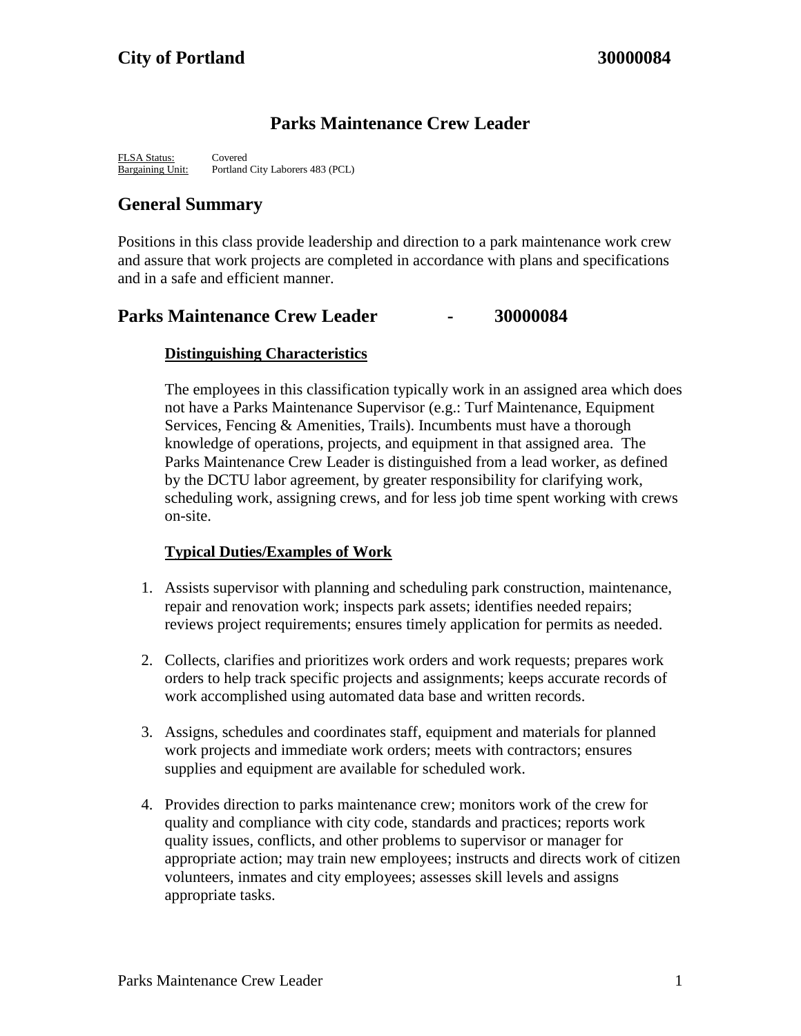**City of Portland** **30000084**

# Parks Maintenance Crew Leader

FLSA Status: Covered
Bargaining Unit: Portland City Laborers 483 (PCL)

## General Summary

Positions in this class provide leadership and direction to a park maintenance work crew and assure that work projects are completed in accordance with plans and specifications and in a safe and efficient manner.

## Parks Maintenance Crew Leader - 30000084

### Distinguishing Characteristics

The employees in this classification typically work in an assigned area which does not have a Parks Maintenance Supervisor (e.g.: Turf Maintenance, Equipment Services, Fencing & Amenities, Trails). Incumbents must have a thorough knowledge of operations, projects, and equipment in that assigned area. The Parks Maintenance Crew Leader is distinguished from a lead worker, as defined by the DCTU labor agreement, by greater responsibility for clarifying work, scheduling work, assigning crews, and for less job time spent working with crews on-site.

### Typical Duties/Examples of Work

1. Assists supervisor with planning and scheduling park construction, maintenance, repair and renovation work; inspects park assets; identifies needed repairs; reviews project requirements; ensures timely application for permits as needed.

2. Collects, clarifies and prioritizes work orders and work requests; prepares work orders to help track specific projects and assignments; keeps accurate records of work accomplished using automated data base and written records.

3. Assigns, schedules and coordinates staff, equipment and materials for planned work projects and immediate work orders; meets with contractors; ensures supplies and equipment are available for scheduled work.

4. Provides direction to parks maintenance crew; monitors work of the crew for quality and compliance with city code, standards and practices; reports work quality issues, conflicts, and other problems to supervisor or manager for appropriate action; may train new employees; instructs and directs work of citizen volunteers, inmates and city employees; assesses skill levels and assigns appropriate tasks.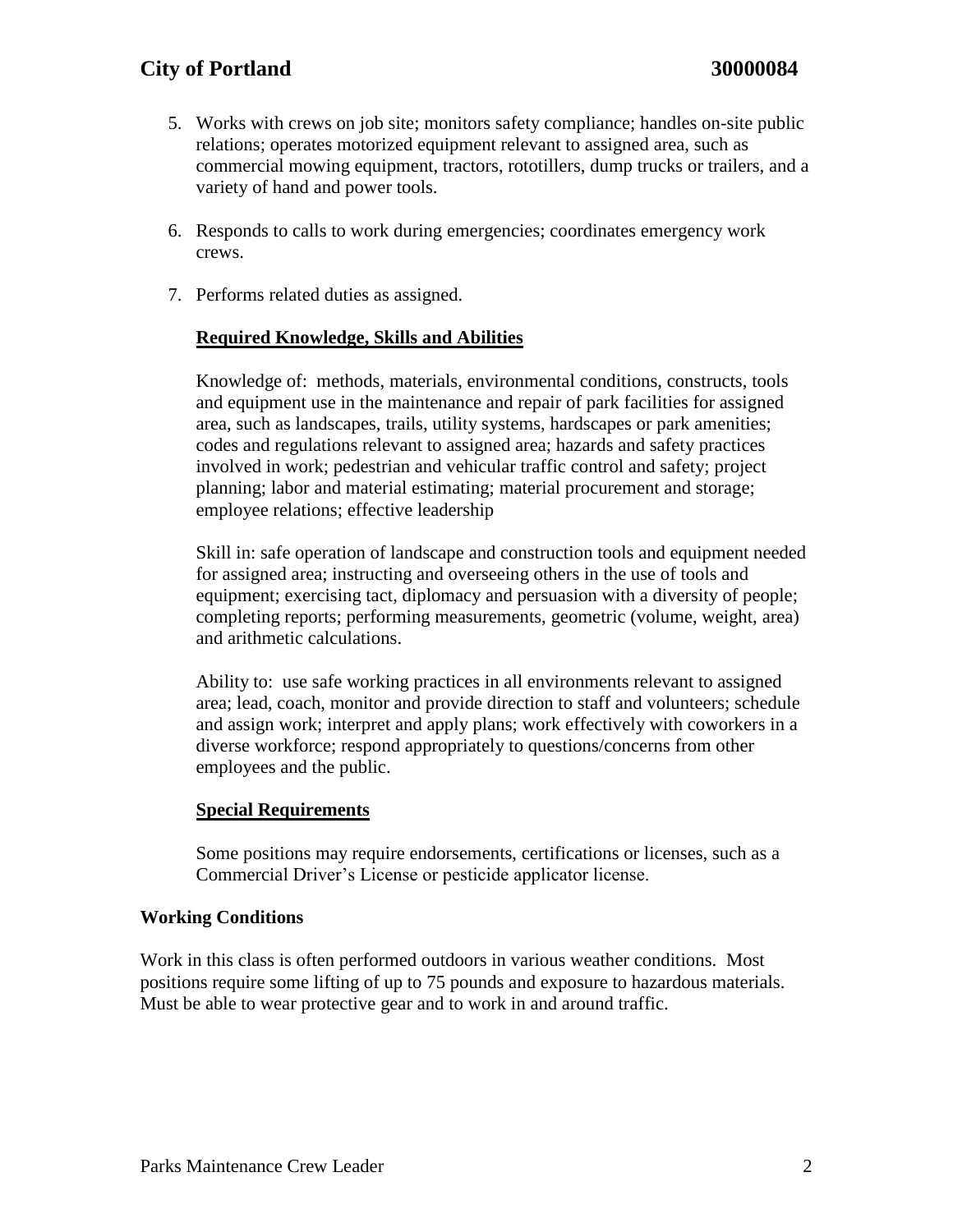5. Works with crews on job site; monitors safety compliance; handles on-site public relations; operates motorized equipment relevant to assigned area, such as commercial mowing equipment, tractors, rototillers, dump trucks or trailers, and a variety of hand and power tools.

6. Responds to calls to work during emergencies; coordinates emergency work crews.

7. Performs related duties as assigned.

### Required Knowledge, Skills and Abilities

Knowledge of: methods, materials, environmental conditions, constructs, tools and equipment use in the maintenance and repair of park facilities for assigned area, such as landscapes, trails, utility systems, hardscapes or park amenities; codes and regulations relevant to assigned area; hazards and safety practices involved in work; pedestrian and vehicular traffic control and safety; project planning; labor and material estimating; material procurement and storage; employee relations; effective leadership

Skill in: safe operation of landscape and construction tools and equipment needed for assigned area; instructing and overseeing others in the use of tools and equipment; exercising tact, diplomacy and persuasion with a diversity of people; completing reports; performing measurements, geometric (volume, weight, area) and arithmetic calculations.

Ability to: use safe working practices in all environments relevant to assigned area; lead, coach, monitor and provide direction to staff and volunteers; schedule and assign work; interpret and apply plans; work effectively with coworkers in a diverse workforce; respond appropriately to questions/concerns from other employees and the public.

### Special Requirements

Some positions may require endorsements, certifications or licenses, such as a Commercial Driver's License or pesticide applicator license.

## Working Conditions

Work in this class is often performed outdoors in various weather conditions. Most positions require some lifting of up to 75 pounds and exposure to hazardous materials. Must be able to wear protective gear and to work in and around traffic.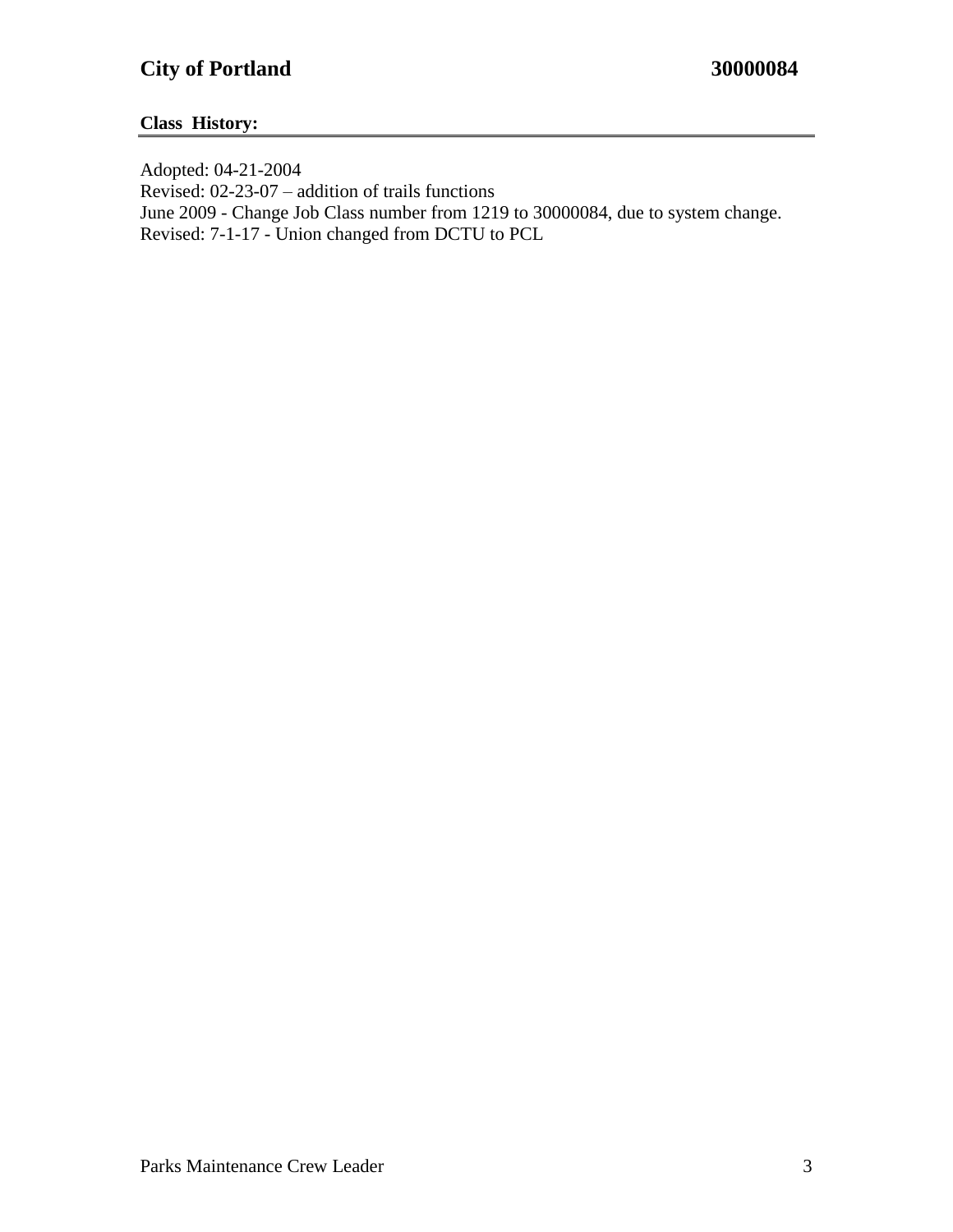**Class History:**

Adopted: 04-21-2004
Revised: 02-23-07 – addition of trails functions
June 2009 - Change Job Class number from 1219 to 30000084, due to system change.
Revised: 7-1-17 - Union changed from DCTU to PCL